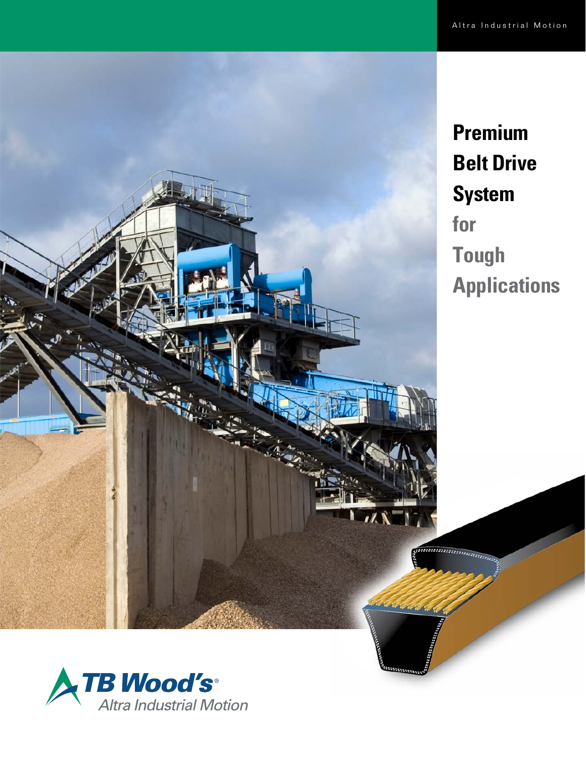Altra Industrial Motion

# Premium Belt Drive System for Tough Applications

TB Wood's®
Altra Industrial Motion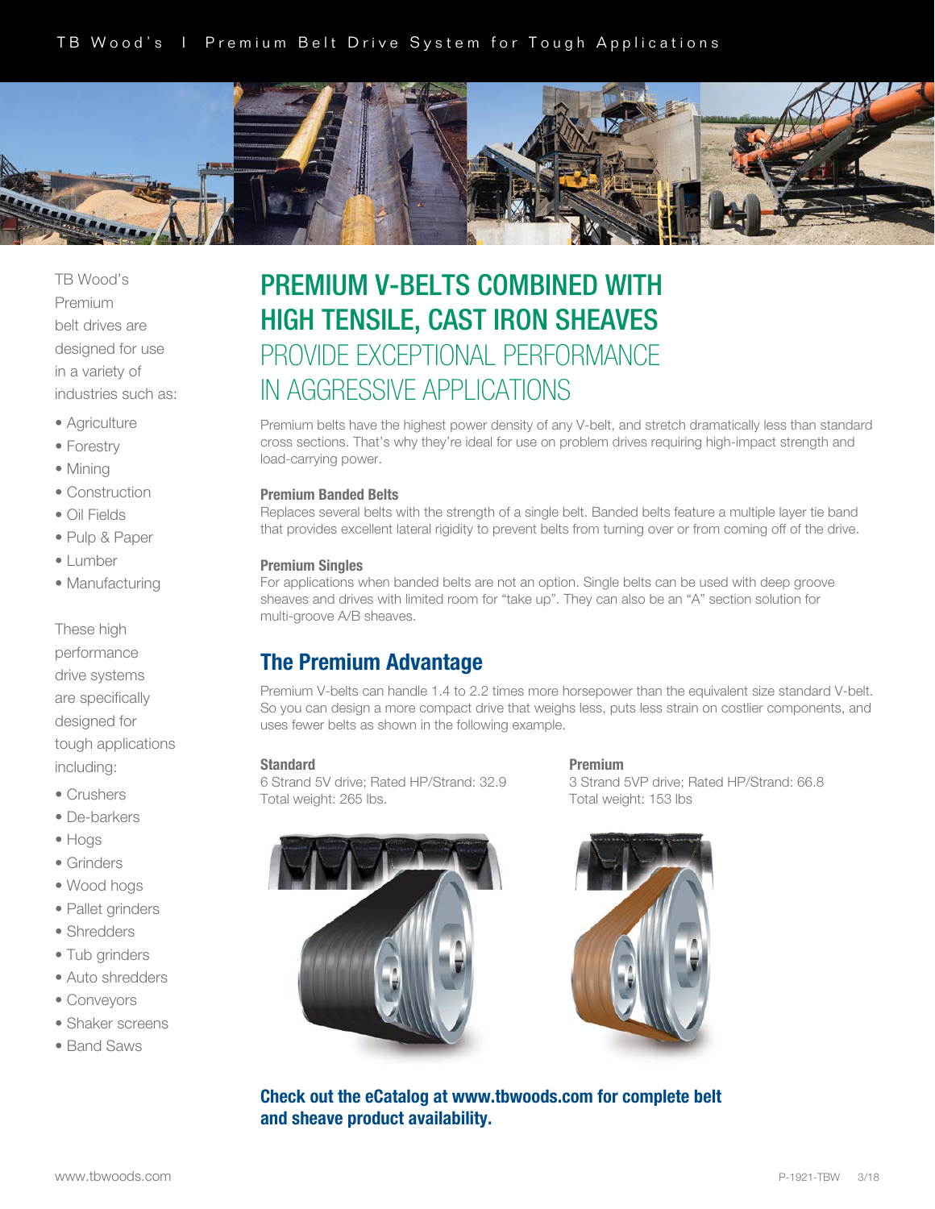TB Wood's Premium belt drives are designed for use in a variety of industries such as:

- Agriculture
- Forestry
- Mining
- Construction
- Oil Fields
- Pulp & Paper
- Lumber
- Manufacturing

These high performance drive systems are specifically designed for tough applications including:

- Crushers
- De-barkers
- Hogs
- Grinders
- Wood hogs
- Pallet grinders
- Shredders
- Tub grinders
- Auto shredders
- Conveyors
- Shaker screens
- Band Saws

# PREMIUM V-BELTS COMBINED WITH HIGH TENSILE, CAST IRON SHEAVES PROVIDE EXCEPTIONAL PERFORMANCE IN AGGRESSIVE APPLICATIONS

Premium belts have the highest power density of any V-belt, and stretch dramatically less than standard cross sections. That's why they're ideal for use on problem drives requiring high-impact strength and load-carrying power.

### Premium Banded Belts

Replaces several belts with the strength of a single belt. Banded belts feature a multiple layer tie band that provides excellent lateral rigidity to prevent belts from turning over or from coming off of the drive.

### Premium Singles

For applications when banded belts are not an option. Single belts can be used with deep groove sheaves and drives with limited room for "take up". They can also be an "A" section solution for multi-groove A/B sheaves.

## The Premium Advantage

Premium V-belts can handle 1.4 to 2.2 times more horsepower than the equivalent size standard V-belt. So you can design a more compact drive that weighs less, puts less strain on costlier components, and uses fewer belts as shown in the following example.

**Standard**
6 Strand 5V drive; Rated HP/Strand: 32.9
Total weight: 265 lbs.

**Premium**
3 Strand 5VP drive; Rated HP/Strand: 66.8
Total weight: 153 lbs

**Check out the eCatalog at www.tbwoods.com for complete belt and sheave product availability.**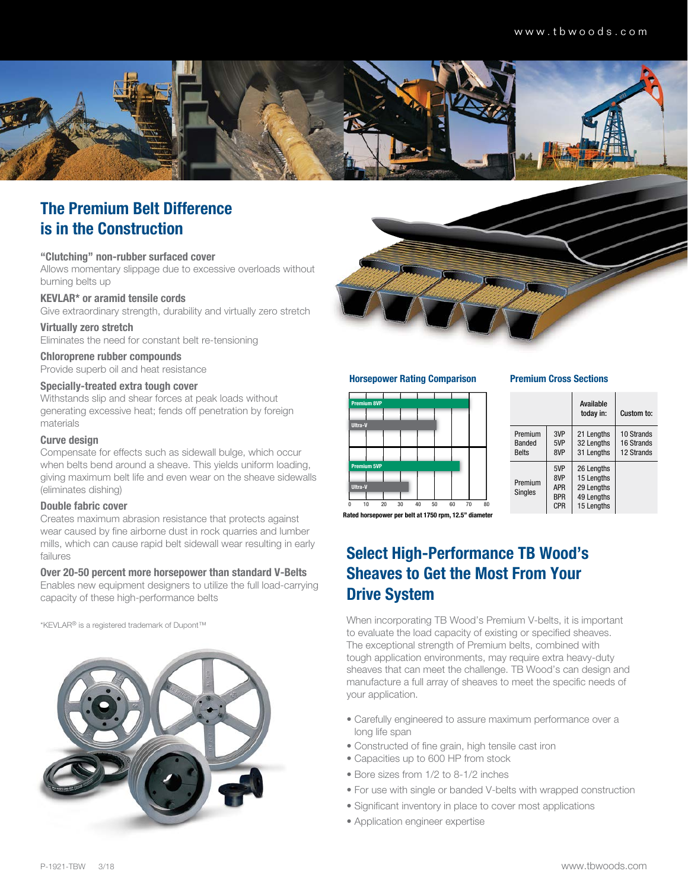## The Premium Belt Difference is in the Construction

**"Clutching" non-rubber surfaced cover**
Allows momentary slippage due to excessive overloads without burning belts up

**KEVLAR* or aramid tensile cords**
Give extraordinary strength, durability and virtually zero stretch

**Virtually zero stretch**
Eliminates the need for constant belt re-tensioning

**Chloroprene rubber compounds**
Provide superb oil and heat resistance

**Specially-treated extra tough cover**
Withstands slip and shear forces at peak loads without generating excessive heat; fends off penetration by foreign materials

**Curve design**
Compensate for effects such as sidewall bulge, which occur when belts bend around a sheave. This yields uniform loading, giving maximum belt life and even wear on the sheave sidewalls (eliminates dishing)

**Double fabric cover**
Creates maximum abrasion resistance that protects against wear caused by fine airborne dust in rock quarries and lumber mills, which can cause rapid belt sidewall wear resulting in early failures

**Over 20-50 percent more horsepower than standard V-Belts**
Enables new equipment designers to utilize the full load-carrying capacity of these high-performance belts

*KEVLAR® is a registered trademark of Dupont™

### Horsepower Rating Comparison

Premium 8VP; Ultra-V; Premium 5VP; Ultra-V

0 10 20 30 40 50 60 70 80

Rated horsepower per belt at 1750 rpm, 12.5" diameter

### Premium Cross Sections

| | | Available today in: | Custom to: |
|---|---|---|---|
| Premium Banded Belts | 3VP | 21 Lengths | 10 Strands |
| | 5VP | 32 Lengths | 16 Strands |
| | 8VP | 31 Lengths | 12 Strands |
| Premium Singles | 5VP | 26 Lengths | |
| | 8VP | 15 Lengths | |
| | APR | 29 Lengths | |
| | BPR | 49 Lengths | |
| | CPR | 15 Lengths | |

## Select High-Performance TB Wood's Sheaves to Get the Most From Your Drive System

When incorporating TB Wood's Premium V-belts, it is important to evaluate the load capacity of existing or specified sheaves. The exceptional strength of Premium belts, combined with tough application environments, may require extra heavy-duty sheaves that can meet the challenge. TB Wood's can design and manufacture a full array of sheaves to meet the specific needs of your application.

- Carefully engineered to assure maximum performance over a long life span
- Constructed of fine grain, high tensile cast iron
- Capacities up to 600 HP from stock
- Bore sizes from 1/2 to 8-1/2 inches
- For use with single or banded V-belts with wrapped construction
- Significant inventory in place to cover most applications
- Application engineer expertise

P-1921-TBW 3/18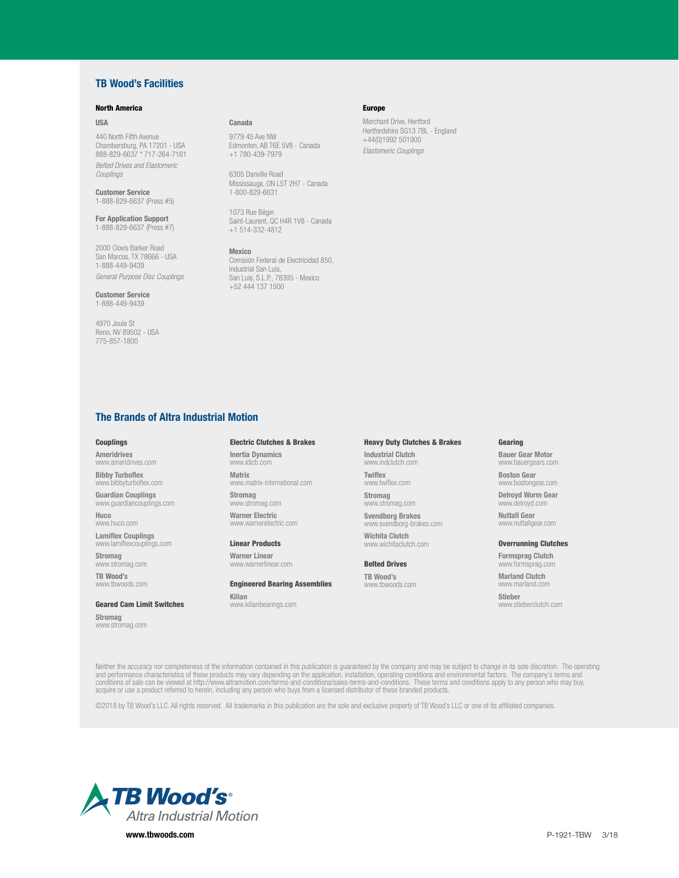## TB Wood's Facilities

### North America

**USA**

440 North Fifth Avenue
Chambersburg, PA 17201 - USA
888-829-6637 * 717-264-7161
*Belted Drives and Elastomeric Couplings*

**Customer Service**
1-888-829-6637 (Press #5)

**For Application Support**
1-888-829-6637 (Press #7)

2000 Clovis Barker Road
San Marcos, TX 78666 - USA
1-888-449-9439
*General Purpose Disc Couplings*

**Customer Service**
1-888-449-9439

4970 Joule St
Reno, NV 89502 - USA
775-857-1800

**Canada**

9779 45 Ave NW
Edmonton, AB T6E 5V8 - Canada
+1 780-439-7979

6305 Danville Road
Mississauga, ON L5T 2H7 - Canada
1-800-829-6631

1073 Rue Bégin
Saint-Laurent, QC H4R 1V8 - Canada
+1 514-332-4812

**Mexico**
Comisión Federal de Electricidad 850,
Industrial San Luis,
San Luis, S.L.P., 78395 - Mexico
+52 444 137 1500

### Europe

Merchant Drive, Hertford
Hertfordshire SG13 7BL - England
+44(0)1992 501900
*Elastomeric Couplings*

## The Brands of Altra Industrial Motion

**Couplings**

**Ameridrives**
www.ameridrives.com

**Bibby Turboflex**
www.bibbyturboflex.com

**Guardian Couplings**
www.guardiancouplings.com

**Huco**
www.huco.com

**Lamiflex Couplings**
www.lamiflexcouplings.com

**Stromag**
www.stromag.com

**TB Wood's**
www.tbwoods.com

**Geared Cam Limit Switches**

**Stromag**
www.stromag.com

**Electric Clutches & Brakes**

**Inertia Dynamics**
www.idicb.com

**Matrix**
www.matrix-international.com

**Stromag**
www.stromag.com

**Warner Electric**
www.warnerelectric.com

**Linear Products**

**Warner Linear**
www.warnerlinear.com

**Engineered Bearing Assemblies**

**Kilian**
www.kilianbearings.com

**Heavy Duty Clutches & Brakes**

**Industrial Clutch**
www.indclutch.com

**Twiflex**
www.twiflex.com

**Stromag**
www.stromag.com

**Svendborg Brakes**
www.svendborg-brakes.com

**Wichita Clutch**
www.wichitaclutch.com

**Belted Drives**

**TB Wood's**
www.tbwoods.com

**Gearing**

**Bauer Gear Motor**
www.bauergears.com

**Boston Gear**
www.bostongear.com

**Delroyd Worm Gear**
www.delroyd.com

**Nuttall Gear**
www.nuttallgear.com

**Overrunning Clutches**

**Formsprag Clutch**
www.formsprag.com

**Marland Clutch**
www.marland.com

**Stieber**
www.stieberclutch.com

Neither the accuracy nor completeness of the information contained in this publication is guaranteed by the company and may be subject to change in its sole discretion. The operating and performance characteristics of these products may vary depending on the application, installation, operating conditions and environmental factors. The company's terms and conditions of sale can be viewed at http://www.altramotion.com/terms-and-conditions/sales-terms-and-conditions. These terms and conditions apply to any person who may buy, acquire or use a product referred to herein, including any person who buys from a licensed distributor of these branded products.

©2018 by TB Wood's LLC. All rights reserved. All trademarks in this publication are the sole and exclusive property of TB Wood's LLC or one of its affiliated companies.

TB Wood's®
Altra Industrial Motion

**www.tbwoods.com**

P-1921-TBW 3/18